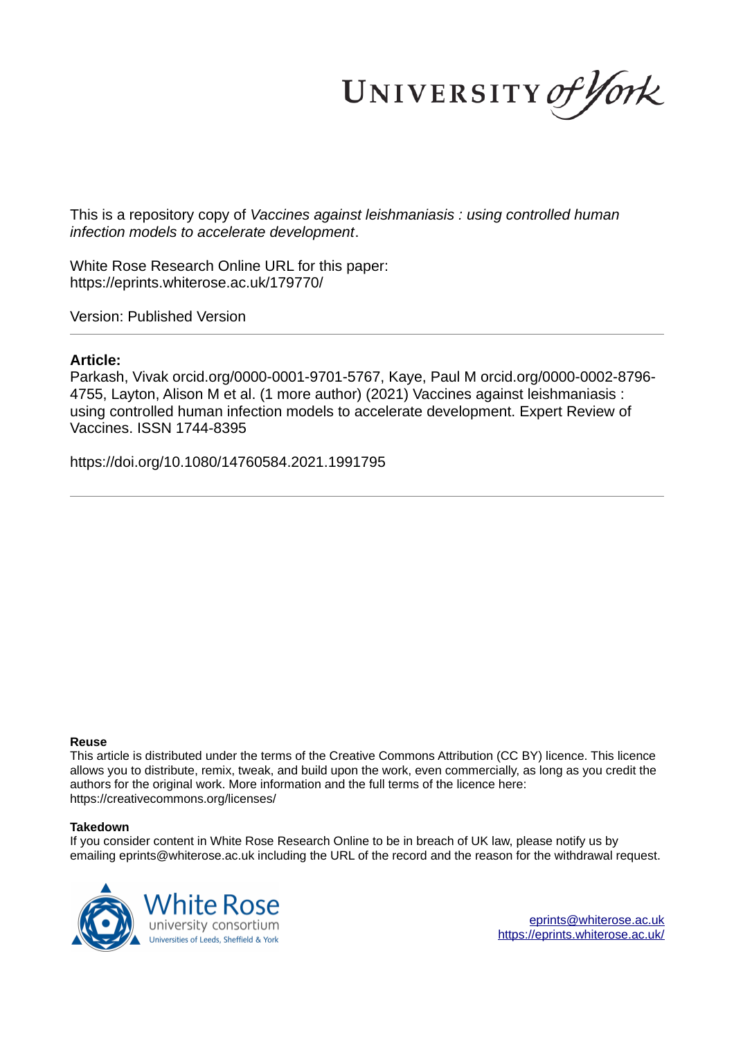This is a repository copy of *Vaccines against leishmaniasis : using controlled human infection models to accelerate development*.

White Rose Research Online URL for this paper:
https://eprints.whiterose.ac.uk/179770/

Version: Published Version

## Article:

Parkash, Vivak orcid.org/0000-0001-9701-5767, Kaye, Paul M orcid.org/0000-0002-8796-4755, Layton, Alison M et al. (1 more author) (2021) Vaccines against leishmaniasis : using controlled human infection models to accelerate development. Expert Review of Vaccines. ISSN 1744-8395

https://doi.org/10.1080/14760584.2021.1991795

### Reuse

This article is distributed under the terms of the Creative Commons Attribution (CC BY) licence. This licence allows you to distribute, remix, tweak, and build upon the work, even commercially, as long as you credit the authors for the original work. More information and the full terms of the licence here: https://creativecommons.org/licenses/

### Takedown

If you consider content in White Rose Research Online to be in breach of UK law, please notify us by emailing eprints@whiterose.ac.uk including the URL of the record and the reason for the withdrawal request.

eprints@whiterose.ac.uk
https://eprints.whiterose.ac.uk/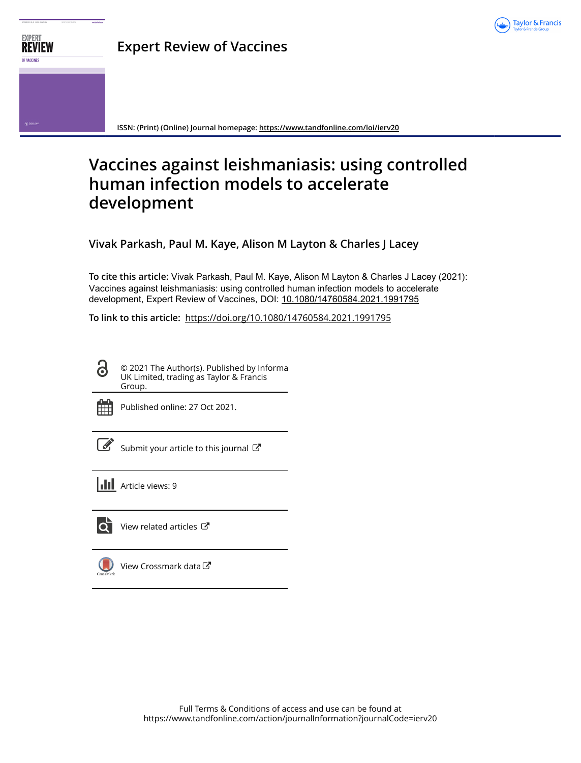# Expert Review of Vaccines

ISSN: (Print) (Online) Journal homepage: https://www.tandfonline.com/loi/ierv20

# Vaccines against leishmaniasis: using controlled human infection models to accelerate development

**Vivak Parkash, Paul M. Kaye, Alison M Layton & Charles J Lacey**

**To cite this article:** Vivak Parkash, Paul M. Kaye, Alison M Layton & Charles J Lacey (2021): Vaccines against leishmaniasis: using controlled human infection models to accelerate development, Expert Review of Vaccines, DOI: 10.1080/14760584.2021.1991795

**To link to this article:** https://doi.org/10.1080/14760584.2021.1991795

© 2021 The Author(s). Published by Informa UK Limited, trading as Taylor & Francis Group.

Published online: 27 Oct 2021.

Submit your article to this journal

Article views: 9

View related articles

View Crossmark data

Full Terms & Conditions of access and use can be found at https://www.tandfonline.com/action/journalInformation?journalCode=ierv20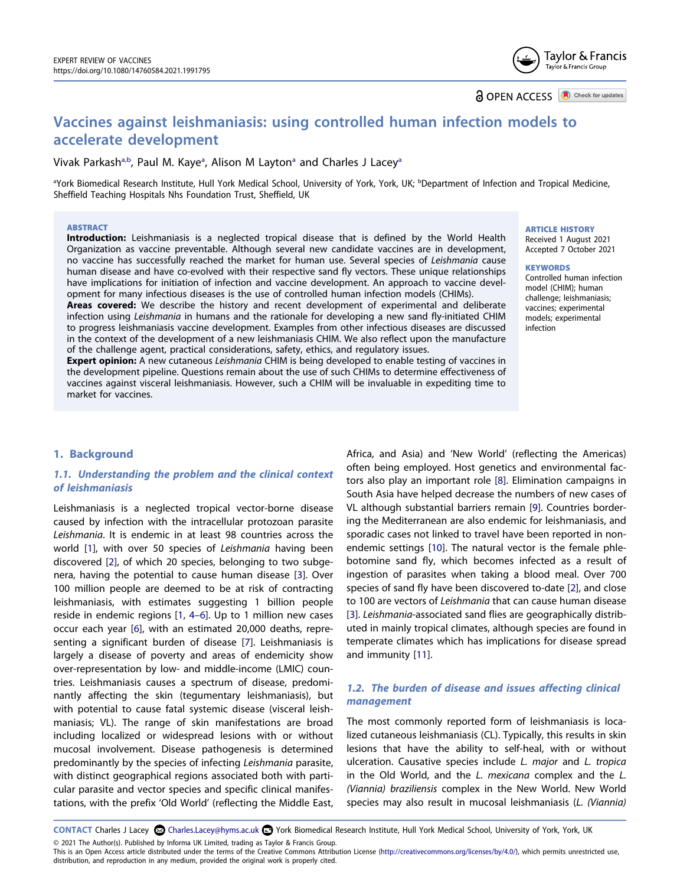# Vaccines against leishmaniasis: using controlled human infection models to accelerate development

Vivak Parkash[a,b], Paul M. Kaye[a], Alison M Layton[a] and Charles J Lacey[a]

[a]York Biomedical Research Institute, Hull York Medical School, University of York, York, UK; [b]Department of Infection and Tropical Medicine, Sheffield Teaching Hospitals Nhs Foundation Trust, Sheffield, UK

## ABSTRACT

**Introduction:** Leishmaniasis is a neglected tropical disease that is defined by the World Health Organization as vaccine preventable. Although several new candidate vaccines are in development, no vaccine has successfully reached the market for human use. Several species of *Leishmania* cause human disease and have co-evolved with their respective sand fly vectors. These unique relationships have implications for initiation of infection and vaccine development. An approach to vaccine development for many infectious diseases is the use of controlled human infection models (CHIMs).

**Areas covered:** We describe the history and recent development of experimental and deliberate infection using *Leishmania* in humans and the rationale for developing a new sand fly-initiated CHIM to progress leishmaniasis vaccine development. Examples from other infectious diseases are discussed in the context of the development of a new leishmaniasis CHIM. We also reflect upon the manufacture of the challenge agent, practical considerations, safety, ethics, and regulatory issues.

**Expert opinion:** A new cutaneous *Leishmania* CHIM is being developed to enable testing of vaccines in the development pipeline. Questions remain about the use of such CHIMs to determine effectiveness of vaccines against visceral leishmaniasis. However, such a CHIM will be invaluable in expediting time to market for vaccines.

**ARTICLE HISTORY**
Received 1 August 2021
Accepted 7 October 2021

**KEYWORDS**
Controlled human infection model (CHIM); human challenge; leishmaniasis; vaccines; experimental models; experimental infection

## 1. Background

### 1.1. Understanding the problem and the clinical context of leishmaniasis

Leishmaniasis is a neglected tropical vector-borne disease caused by infection with the intracellular protozoan parasite *Leishmania*. It is endemic in at least 98 countries across the world [1], with over 50 species of *Leishmania* having been discovered [2], of which 20 species, belonging to two subgenera, having the potential to cause human disease [3]. Over 100 million people are deemed to be at risk of contracting leishmaniasis, with estimates suggesting 1 billion people reside in endemic regions [1, 4–6]. Up to 1 million new cases occur each year [6], with an estimated 20,000 deaths, representing a significant burden of disease [7]. Leishmaniasis is largely a disease of poverty and areas of endemicity show over-representation by low- and middle-income (LMIC) countries. Leishmaniasis causes a spectrum of disease, predominantly affecting the skin (tegumentary leishmaniasis), but with potential to cause fatal systemic disease (visceral leishmaniasis; VL). The range of skin manifestations are broad including localized or widespread lesions with or without mucosal involvement. Disease pathogenesis is determined predominantly by the species of infecting *Leishmania* parasite, with distinct geographical regions associated both with particular parasite and vector species and specific clinical manifestations, with the prefix 'Old World' (reflecting the Middle East, Africa, and Asia) and 'New World' (reflecting the Americas) often being employed. Host genetics and environmental factors also play an important role [8]. Elimination campaigns in South Asia have helped decrease the numbers of new cases of VL although substantial barriers remain [9]. Countries bordering the Mediterranean are also endemic for leishmaniasis, and sporadic cases not linked to travel have been reported in non-endemic settings [10]. The natural vector is the female phlebotomine sand fly, which becomes infected as a result of ingestion of parasites when taking a blood meal. Over 700 species of sand fly have been discovered to-date [2], and close to 100 are vectors of *Leishmania* that can cause human disease [3]. *Leishmania*-associated sand flies are geographically distributed in mainly tropical climates, although species are found in temperate climates which has implications for disease spread and immunity [11].

### 1.2. The burden of disease and issues affecting clinical management

The most commonly reported form of leishmaniasis is localized cutaneous leishmaniasis (CL). Typically, this results in skin lesions that have the ability to self-heal, with or without ulceration. Causative species include *L. major* and *L. tropica* in the Old World, and the *L. mexicana* complex and the *L. (Viannia) braziliensis* complex in the New World. New World species may also result in mucosal leishmaniasis (*L. (Viannia)*

**CONTACT** Charles J Lacey Charles.Lacey@hyms.ac.uk York Biomedical Research Institute, Hull York Medical School, University of York, York, UK

© 2021 The Author(s). Published by Informa UK Limited, trading as Taylor & Francis Group.
This is an Open Access article distributed under the terms of the Creative Commons Attribution License (http://creativecommons.org/licenses/by/4.0/), which permits unrestricted use, distribution, and reproduction in any medium, provided the original work is properly cited.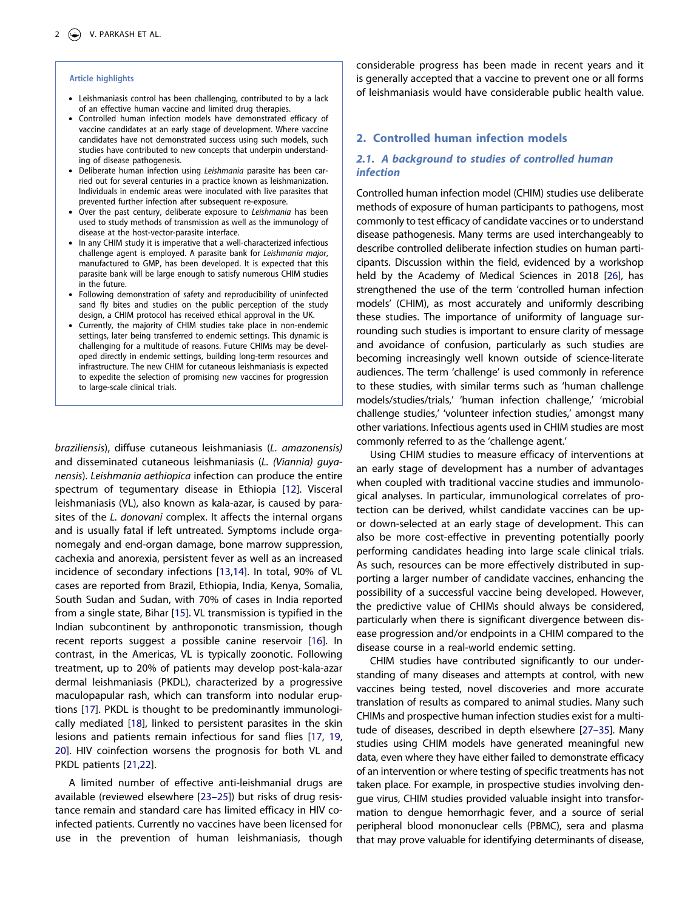**Article highlights**

- Leishmaniasis control has been challenging, contributed to by a lack of an effective human vaccine and limited drug therapies.
- Controlled human infection models have demonstrated efficacy of vaccine candidates at an early stage of development. Where vaccine candidates have not demonstrated success using such models, such studies have contributed to new concepts that underpin understanding of disease pathogenesis.
- Deliberate human infection using *Leishmania* parasite has been carried out for several centuries in a practice known as leishmanization. Individuals in endemic areas were inoculated with live parasites that prevented further infection after subsequent re-exposure.
- Over the past century, deliberate exposure to *Leishmania* has been used to study methods of transmission as well as the immunology of disease at the host-vector-parasite interface.
- In any CHIM study it is imperative that a well-characterized infectious challenge agent is employed. A parasite bank for *Leishmania major*, manufactured to GMP, has been developed. It is expected that this parasite bank will be large enough to satisfy numerous CHIM studies in the future.
- Following demonstration of safety and reproducibility of uninfected sand fly bites and studies on the public perception of the study design, a CHIM protocol has received ethical approval in the UK.
- Currently, the majority of CHIM studies take place in non-endemic settings, later being transferred to endemic settings. This dynamic is challenging for a multitude of reasons. Future CHIMs may be developed directly in endemic settings, building long-term resources and infrastructure. The new CHIM for cutaneous leishmaniasis is expected to expedite the selection of promising new vaccines for progression to large-scale clinical trials.

*braziliensis*), diffuse cutaneous leishmaniasis (*L. amazonensis)* and disseminated cutaneous leishmaniasis (*L. (Viannia) guyanensis*). *Leishmania aethiopica* infection can produce the entire spectrum of tegumentary disease in Ethiopia [12]. Visceral leishmaniasis (VL), also known as kala-azar, is caused by parasites of the *L. donovani* complex. It affects the internal organs and is usually fatal if left untreated. Symptoms include organomegaly and end-organ damage, bone marrow suppression, cachexia and anorexia, persistent fever as well as an increased incidence of secondary infections [13,14]. In total, 90% of VL cases are reported from Brazil, Ethiopia, India, Kenya, Somalia, South Sudan and Sudan, with 70% of cases in India reported from a single state, Bihar [15]. VL transmission is typified in the Indian subcontinent by anthroponotic transmission, though recent reports suggest a possible canine reservoir [16]. In contrast, in the Americas, VL is typically zoonotic. Following treatment, up to 20% of patients may develop post-kala-azar dermal leishmaniasis (PKDL), characterized by a progressive maculopapular rash, which can transform into nodular eruptions [17]. PKDL is thought to be predominantly immunologically mediated [18], linked to persistent parasites in the skin lesions and patients remain infectious for sand flies [17, 19, 20]. HIV coinfection worsens the prognosis for both VL and PKDL patients [21,22].

A limited number of effective anti-leishmanial drugs are available (reviewed elsewhere [23–25]) but risks of drug resistance remain and standard care has limited efficacy in HIV co-infected patients. Currently no vaccines have been licensed for use in the prevention of human leishmaniasis, though considerable progress has been made in recent years and it is generally accepted that a vaccine to prevent one or all forms of leishmaniasis would have considerable public health value.

## 2. Controlled human infection models

### 2.1. A background to studies of controlled human infection

Controlled human infection model (CHIM) studies use deliberate methods of exposure of human participants to pathogens, most commonly to test efficacy of candidate vaccines or to understand disease pathogenesis. Many terms are used interchangeably to describe controlled deliberate infection studies on human participants. Discussion within the field, evidenced by a workshop held by the Academy of Medical Sciences in 2018 [26], has strengthened the use of the term 'controlled human infection models' (CHIM), as most accurately and uniformly describing these studies. The importance of uniformity of language surrounding such studies is important to ensure clarity of message and avoidance of confusion, particularly as such studies are becoming increasingly well known outside of science-literate audiences. The term 'challenge' is used commonly in reference to these studies, with similar terms such as 'human challenge models/studies/trials,' 'human infection challenge,' 'microbial challenge studies,' 'volunteer infection studies,' amongst many other variations. Infectious agents used in CHIM studies are most commonly referred to as the 'challenge agent.'

Using CHIM studies to measure efficacy of interventions at an early stage of development has a number of advantages when coupled with traditional vaccine studies and immunological analyses. In particular, immunological correlates of protection can be derived, whilst candidate vaccines can be up- or down-selected at an early stage of development. This can also be more cost-effective in preventing potentially poorly performing candidates heading into large scale clinical trials. As such, resources can be more effectively distributed in supporting a larger number of candidate vaccines, enhancing the possibility of a successful vaccine being developed. However, the predictive value of CHIMs should always be considered, particularly when there is significant divergence between disease progression and/or endpoints in a CHIM compared to the disease course in a real-world endemic setting.

CHIM studies have contributed significantly to our understanding of many diseases and attempts at control, with new vaccines being tested, novel discoveries and more accurate translation of results as compared to animal studies. Many such CHIMs and prospective human infection studies exist for a multitude of diseases, described in depth elsewhere [27–35]. Many studies using CHIM models have generated meaningful new data, even where they have either failed to demonstrate efficacy of an intervention or where testing of specific treatments has not taken place. For example, in prospective studies involving dengue virus, CHIM studies provided valuable insight into transformation to dengue hemorrhagic fever, and a source of serial peripheral blood mononuclear cells (PBMC), sera and plasma that may prove valuable for identifying determinants of disease,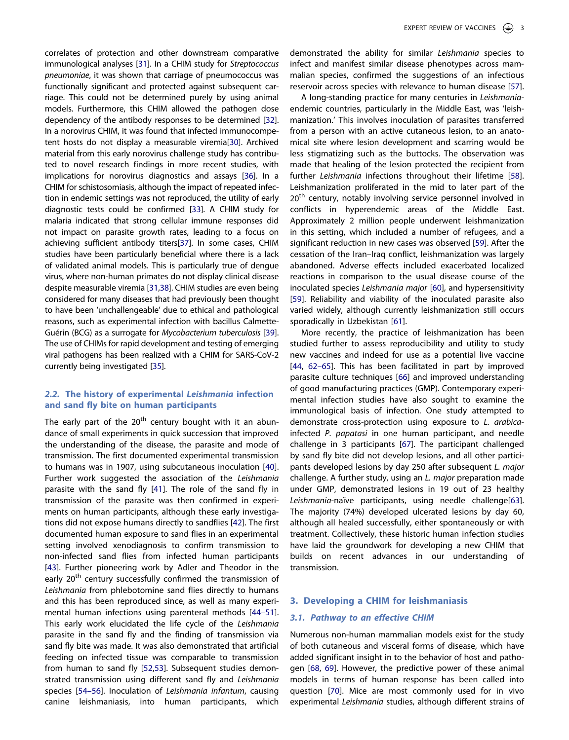correlates of protection and other downstream comparative immunological analyses [31]. In a CHIM study for *Streptococcus pneumoniae*, it was shown that carriage of pneumococcus was functionally significant and protected against subsequent carriage. This could not be determined purely by using animal models. Furthermore, this CHIM allowed the pathogen dose dependency of the antibody responses to be determined [32]. In a norovirus CHIM, it was found that infected immunocompetent hosts do not display a measurable viremia[30]. Archived material from this early norovirus challenge study has contributed to novel research findings in more recent studies, with implications for norovirus diagnostics and assays [36]. In a CHIM for schistosomiasis, although the impact of repeated infection in endemic settings was not reproduced, the utility of early diagnostic tests could be confirmed [33]. A CHIM study for malaria indicated that strong cellular immune responses did not impact on parasite growth rates, leading to a focus on achieving sufficient antibody titers[37]. In some cases, CHIM studies have been particularly beneficial where there is a lack of validated animal models. This is particularly true of dengue virus, where non-human primates do not display clinical disease despite measurable viremia [31,38]. CHIM studies are even being considered for many diseases that had previously been thought to have been 'unchallengeable' due to ethical and pathological reasons, such as experimental infection with bacillus Calmette-Guérin (BCG) as a surrogate for *Mycobacterium tuberculosis* [39]. The use of CHIMs for rapid development and testing of emerging viral pathogens has been realized with a CHIM for SARS-CoV-2 currently being investigated [35].

### 2.2. The history of experimental *Leishmania* infection and sand fly bite on human participants

The early part of the 20th century bought with it an abundance of small experiments in quick succession that improved the understanding of the disease, the parasite and mode of transmission. The first documented experimental transmission to humans was in 1907, using subcutaneous inoculation [40]. Further work suggested the association of the *Leishmania* parasite with the sand fly [41]. The role of the sand fly in transmission of the parasite was then confirmed in experiments on human participants, although these early investigations did not expose humans directly to sandflies [42]. The first documented human exposure to sand flies in an experimental setting involved xenodiagnosis to confirm transmission to non-infected sand flies from infected human participants [43]. Further pioneering work by Adler and Theodor in the early 20th century successfully confirmed the transmission of *Leishmania* from phlebotomine sand flies directly to humans and this has been reproduced since, as well as many experimental human infections using parenteral methods [44–51]. This early work elucidated the life cycle of the *Leishmania* parasite in the sand fly and the finding of transmission via sand fly bite was made. It was also demonstrated that artificial feeding on infected tissue was comparable to transmission from human to sand fly [52,53]. Subsequent studies demonstrated transmission using different sand fly and *Leishmania* species [54–56]. Inoculation of *Leishmania infantum*, causing canine leishmaniasis, into human participants, which demonstrated the ability for similar *Leishmania* species to infect and manifest similar disease phenotypes across mammalian species, confirmed the suggestions of an infectious reservoir across species with relevance to human disease [57].

A long-standing practice for many centuries in *Leishmania*-endemic countries, particularly in the Middle East, was 'leishmanization.' This involves inoculation of parasites transferred from a person with an active cutaneous lesion, to an anatomical site where lesion development and scarring would be less stigmatizing such as the buttocks. The observation was made that healing of the lesion protected the recipient from further *Leishmania* infections throughout their lifetime [58]. Leishmanization proliferated in the mid to later part of the 20th century, notably involving service personnel involved in conflicts in hyperendemic areas of the Middle East. Approximately 2 million people underwent leishmanization in this setting, which included a number of refugees, and a significant reduction in new cases was observed [59]. After the cessation of the Iran–Iraq conflict, leishmanization was largely abandoned. Adverse effects included exacerbated localized reactions in comparison to the usual disease course of the inoculated species *Leishmania major* [60], and hypersensitivity [59]. Reliability and viability of the inoculated parasite also varied widely, although currently leishmanization still occurs sporadically in Uzbekistan [61].

More recently, the practice of leishmanization has been studied further to assess reproducibility and utility to study new vaccines and indeed for use as a potential live vaccine [44, 62–65]. This has been facilitated in part by improved parasite culture techniques [66] and improved understanding of good manufacturing practices (GMP). Contemporary experimental infection studies have also sought to examine the immunological basis of infection. One study attempted to demonstrate cross-protection using exposure to *L. arabica*-infected *P. papatasi* in one human participant, and needle challenge in 3 participants [67]. The participant challenged by sand fly bite did not develop lesions, and all other participants developed lesions by day 250 after subsequent *L. major* challenge. A further study, using an *L. major* preparation made under GMP, demonstrated lesions in 19 out of 23 healthy *Leishmania*-naïve participants, using needle challenge[63]. The majority (74%) developed ulcerated lesions by day 60, although all healed successfully, either spontaneously or with treatment. Collectively, these historic human infection studies have laid the groundwork for developing a new CHIM that builds on recent advances in our understanding of transmission.

## 3. Developing a CHIM for leishmaniasis

### 3.1. Pathway to an effective CHIM

Numerous non-human mammalian models exist for the study of both cutaneous and visceral forms of disease, which have added significant insight in to the behavior of host and pathogen [68, 69]. However, the predictive power of these animal models in terms of human response has been called into question [70]. Mice are most commonly used for in vivo experimental *Leishmania* studies, although different strains of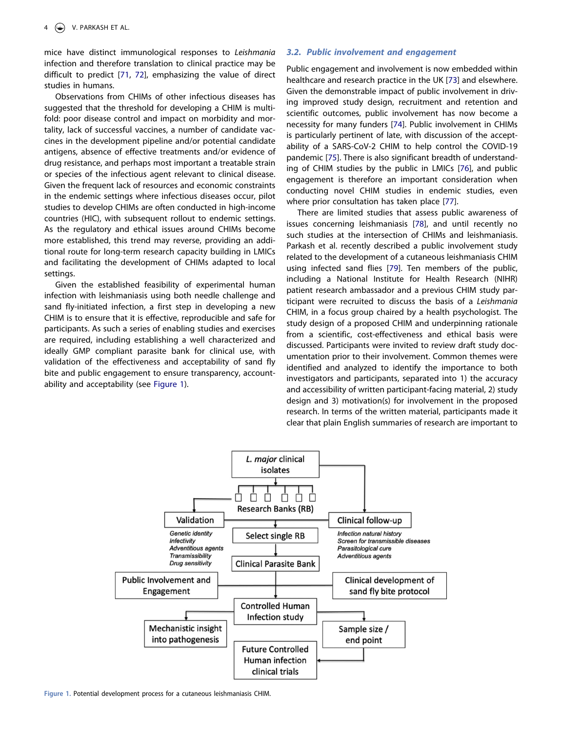mice have distinct immunological responses to *Leishmania* infection and therefore translation to clinical practice may be difficult to predict [71, 72], emphasizing the value of direct studies in humans.

Observations from CHIMs of other infectious diseases has suggested that the threshold for developing a CHIM is multifold: poor disease control and impact on morbidity and mortality, lack of successful vaccines, a number of candidate vaccines in the development pipeline and/or potential candidate antigens, absence of effective treatments and/or evidence of drug resistance, and perhaps most important a treatable strain or species of the infectious agent relevant to clinical disease. Given the frequent lack of resources and economic constraints in the endemic settings where infectious diseases occur, pilot studies to develop CHIMs are often conducted in high-income countries (HIC), with subsequent rollout to endemic settings. As the regulatory and ethical issues around CHIMs become more established, this trend may reverse, providing an additional route for long-term research capacity building in LMICs and facilitating the development of CHIMs adapted to local settings.

Given the established feasibility of experimental human infection with leishmaniasis using both needle challenge and sand fly-initiated infection, a first step in developing a new CHIM is to ensure that it is effective, reproducible and safe for participants. As such a series of enabling studies and exercises are required, including establishing a well characterized and ideally GMP compliant parasite bank for clinical use, with validation of the effectiveness and acceptability of sand fly bite and public engagement to ensure transparency, accountability and acceptability (see Figure 1).

### 3.2. Public involvement and engagement

Public engagement and involvement is now embedded within healthcare and research practice in the UK [73] and elsewhere. Given the demonstrable impact of public involvement in driving improved study design, recruitment and retention and scientific outcomes, public involvement has now become a necessity for many funders [74]. Public involvement in CHIMs is particularly pertinent of late, with discussion of the acceptability of a SARS-CoV-2 CHIM to help control the COVID-19 pandemic [75]. There is also significant breadth of understanding of CHIM studies by the public in LMICs [76], and public engagement is therefore an important consideration when conducting novel CHIM studies in endemic studies, even where prior consultation has taken place [77].

There are limited studies that assess public awareness of issues concerning leishmaniasis [78], and until recently no such studies at the intersection of CHIMs and leishmaniasis. Parkash et al. recently described a public involvement study related to the development of a cutaneous leishmaniasis CHIM using infected sand flies [79]. Ten members of the public, including a National Institute for Health Research (NIHR) patient research ambassador and a previous CHIM study participant were recruited to discuss the basis of a *Leishmania* CHIM, in a focus group chaired by a health psychologist. The study design of a proposed CHIM and underpinning rationale from a scientific, cost-effectiveness and ethical basis were discussed. Participants were invited to review draft study documentation prior to their involvement. Common themes were identified and analyzed to identify the importance to both investigators and participants, separated into 1) the accuracy and accessibility of written participant-facing material, 2) study design and 3) motivation(s) for involvement in the proposed research. In terms of the written material, participants made it clear that plain English summaries of research are important to

Figure 1. Potential development process for a cutaneous leishmaniasis CHIM.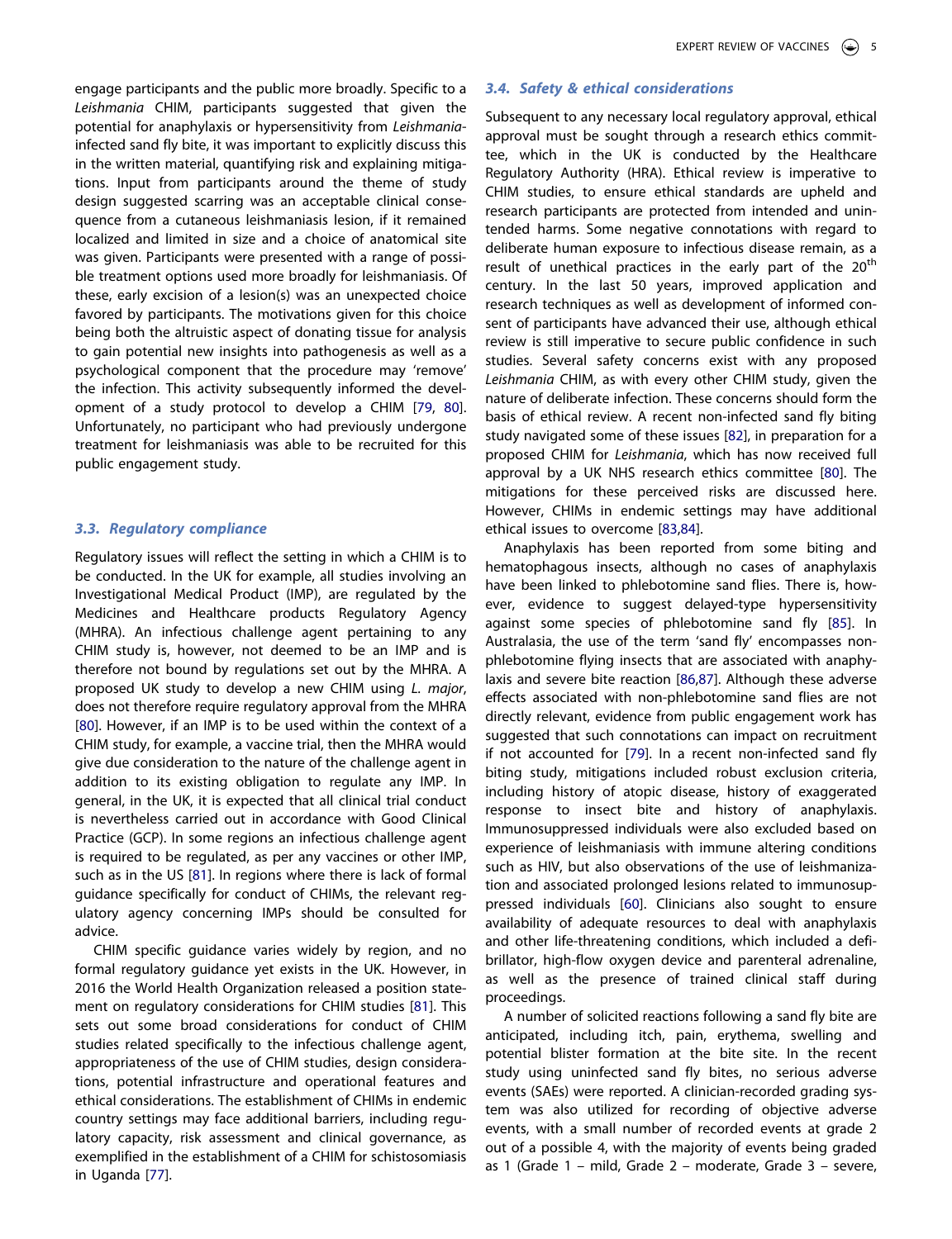engage participants and the public more broadly. Specific to a *Leishmania* CHIM, participants suggested that given the potential for anaphylaxis or hypersensitivity from *Leishmania*-infected sand fly bite, it was important to explicitly discuss this in the written material, quantifying risk and explaining mitigations. Input from participants around the theme of study design suggested scarring was an acceptable clinical consequence from a cutaneous leishmaniasis lesion, if it remained localized and limited in size and a choice of anatomical site was given. Participants were presented with a range of possible treatment options used more broadly for leishmaniasis. Of these, early excision of a lesion(s) was an unexpected choice favored by participants. The motivations given for this choice being both the altruistic aspect of donating tissue for analysis to gain potential new insights into pathogenesis as well as a psychological component that the procedure may 'remove' the infection. This activity subsequently informed the development of a study protocol to develop a CHIM [79, 80]. Unfortunately, no participant who had previously undergone treatment for leishmaniasis was able to be recruited for this public engagement study.

### 3.3. Regulatory compliance

Regulatory issues will reflect the setting in which a CHIM is to be conducted. In the UK for example, all studies involving an Investigational Medical Product (IMP), are regulated by the Medicines and Healthcare products Regulatory Agency (MHRA). An infectious challenge agent pertaining to any CHIM study is, however, not deemed to be an IMP and is therefore not bound by regulations set out by the MHRA. A proposed UK study to develop a new CHIM using *L. major*, does not therefore require regulatory approval from the MHRA [80]. However, if an IMP is to be used within the context of a CHIM study, for example, a vaccine trial, then the MHRA would give due consideration to the nature of the challenge agent in addition to its existing obligation to regulate any IMP. In general, in the UK, it is expected that all clinical trial conduct is nevertheless carried out in accordance with Good Clinical Practice (GCP). In some regions an infectious challenge agent is required to be regulated, as per any vaccines or other IMP, such as in the US [81]. In regions where there is lack of formal guidance specifically for conduct of CHIMs, the relevant regulatory agency concerning IMPs should be consulted for advice.

CHIM specific guidance varies widely by region, and no formal regulatory guidance yet exists in the UK. However, in 2016 the World Health Organization released a position statement on regulatory considerations for CHIM studies [81]. This sets out some broad considerations for conduct of CHIM studies related specifically to the infectious challenge agent, appropriateness of the use of CHIM studies, design considerations, potential infrastructure and operational features and ethical considerations. The establishment of CHIMs in endemic country settings may face additional barriers, including regulatory capacity, risk assessment and clinical governance, as exemplified in the establishment of a CHIM for schistosomiasis in Uganda [77].

### 3.4. Safety & ethical considerations

Subsequent to any necessary local regulatory approval, ethical approval must be sought through a research ethics committee, which in the UK is conducted by the Healthcare Regulatory Authority (HRA). Ethical review is imperative to CHIM studies, to ensure ethical standards are upheld and research participants are protected from intended and unintended harms. Some negative connotations with regard to deliberate human exposure to infectious disease remain, as a result of unethical practices in the early part of the 20th century. In the last 50 years, improved application and research techniques as well as development of informed consent of participants have advanced their use, although ethical review is still imperative to secure public confidence in such studies. Several safety concerns exist with any proposed *Leishmania* CHIM, as with every other CHIM study, given the nature of deliberate infection. These concerns should form the basis of ethical review. A recent non-infected sand fly biting study navigated some of these issues [82], in preparation for a proposed CHIM for *Leishmania*, which has now received full approval by a UK NHS research ethics committee [80]. The mitigations for these perceived risks are discussed here. However, CHIMs in endemic settings may have additional ethical issues to overcome [83,84].

Anaphylaxis has been reported from some biting and hematophagous insects, although no cases of anaphylaxis have been linked to phlebotomine sand flies. There is, however, evidence to suggest delayed-type hypersensitivity against some species of phlebotomine sand fly [85]. In Australasia, the use of the term 'sand fly' encompasses non-phlebotomine flying insects that are associated with anaphylaxis and severe bite reaction [86,87]. Although these adverse effects associated with non-phlebotomine sand flies are not directly relevant, evidence from public engagement work has suggested that such connotations can impact on recruitment if not accounted for [79]. In a recent non-infected sand fly biting study, mitigations included robust exclusion criteria, including history of atopic disease, history of exaggerated response to insect bite and history of anaphylaxis. Immunosuppressed individuals were also excluded based on experience of leishmaniasis with immune altering conditions such as HIV, but also observations of the use of leishmanization and associated prolonged lesions related to immunosuppressed individuals [60]. Clinicians also sought to ensure availability of adequate resources to deal with anaphylaxis and other life-threatening conditions, which included a defibrillator, high-flow oxygen device and parenteral adrenaline, as well as the presence of trained clinical staff during proceedings.

A number of solicited reactions following a sand fly bite are anticipated, including itch, pain, erythema, swelling and potential blister formation at the bite site. In the recent study using uninfected sand fly bites, no serious adverse events (SAEs) were reported. A clinician-recorded grading system was also utilized for recording of objective adverse events, with a small number of recorded events at grade 2 out of a possible 4, with the majority of events being graded as 1 (Grade 1 – mild, Grade 2 – moderate, Grade 3 – severe,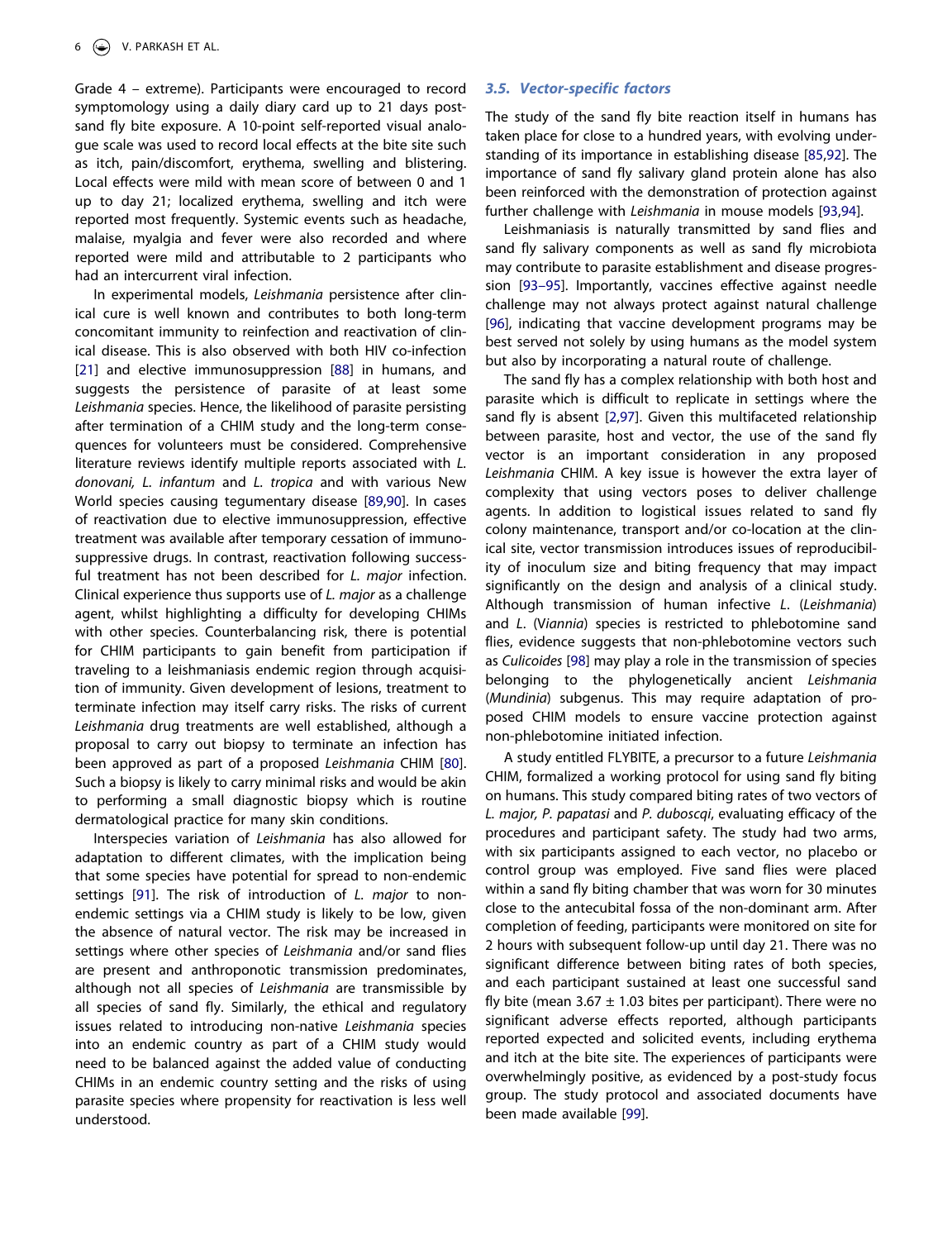Grade 4 – extreme). Participants were encouraged to record symptomology using a daily diary card up to 21 days post-sand fly bite exposure. A 10-point self-reported visual analogue scale was used to record local effects at the bite site such as itch, pain/discomfort, erythema, swelling and blistering. Local effects were mild with mean score of between 0 and 1 up to day 21; localized erythema, swelling and itch were reported most frequently. Systemic events such as headache, malaise, myalgia and fever were also recorded and where reported were mild and attributable to 2 participants who had an intercurrent viral infection.

In experimental models, *Leishmania* persistence after clinical cure is well known and contributes to both long-term concomitant immunity to reinfection and reactivation of clinical disease. This is also observed with both HIV co-infection [21] and elective immunosuppression [88] in humans, and suggests the persistence of parasite of at least some *Leishmania* species. Hence, the likelihood of parasite persisting after termination of a CHIM study and the long-term consequences for volunteers must be considered. Comprehensive literature reviews identify multiple reports associated with *L. donovani, L. infantum* and *L. tropica* and with various New World species causing tegumentary disease [89,90]. In cases of reactivation due to elective immunosuppression, effective treatment was available after temporary cessation of immunosuppressive drugs. In contrast, reactivation following successful treatment has not been described for *L. major* infection. Clinical experience thus supports use of *L. major* as a challenge agent, whilst highlighting a difficulty for developing CHIMs with other species. Counterbalancing risk, there is potential for CHIM participants to gain benefit from participation if traveling to a leishmaniasis endemic region through acquisition of immunity. Given development of lesions, treatment to terminate infection may itself carry risks. The risks of current *Leishmania* drug treatments are well established, although a proposal to carry out biopsy to terminate an infection has been approved as part of a proposed *Leishmania* CHIM [80]. Such a biopsy is likely to carry minimal risks and would be akin to performing a small diagnostic biopsy which is routine dermatological practice for many skin conditions.

Interspecies variation of *Leishmania* has also allowed for adaptation to different climates, with the implication being that some species have potential for spread to non-endemic settings [91]. The risk of introduction of *L. major* to non-endemic settings via a CHIM study is likely to be low, given the absence of natural vector. The risk may be increased in settings where other species of *Leishmania* and/or sand flies are present and anthroponotic transmission predominates, although not all species of *Leishmania* are transmissible by all species of sand fly. Similarly, the ethical and regulatory issues related to introducing non-native *Leishmania* species into an endemic country as part of a CHIM study would need to be balanced against the added value of conducting CHIMs in an endemic country setting and the risks of using parasite species where propensity for reactivation is less well understood.

### 3.5. Vector-specific factors

The study of the sand fly bite reaction itself in humans has taken place for close to a hundred years, with evolving understanding of its importance in establishing disease [85,92]. The importance of sand fly salivary gland protein alone has also been reinforced with the demonstration of protection against further challenge with *Leishmania* in mouse models [93,94].

Leishmaniasis is naturally transmitted by sand flies and sand fly salivary components as well as sand fly microbiota may contribute to parasite establishment and disease progression [93–95]. Importantly, vaccines effective against needle challenge may not always protect against natural challenge [96], indicating that vaccine development programs may be best served not solely by using humans as the model system but also by incorporating a natural route of challenge.

The sand fly has a complex relationship with both host and parasite which is difficult to replicate in settings where the sand fly is absent [2,97]. Given this multifaceted relationship between parasite, host and vector, the use of the sand fly vector is an important consideration in any proposed *Leishmania* CHIM. A key issue is however the extra layer of complexity that using vectors poses to deliver challenge agents. In addition to logistical issues related to sand fly colony maintenance, transport and/or co-location at the clinical site, vector transmission introduces issues of reproducibility of inoculum size and biting frequency that may impact significantly on the design and analysis of a clinical study. Although transmission of human infective *L.* (*Leishmania*) and *L.* (*Viannia*) species is restricted to phlebotomine sand flies, evidence suggests that non-phlebotomine vectors such as *Culicoides* [98] may play a role in the transmission of species belonging to the phylogenetically ancient *Leishmania* (*Mundinia*) subgenus. This may require adaptation of proposed CHIM models to ensure vaccine protection against non-phlebotomine initiated infection.

A study entitled FLYBITE, a precursor to a future *Leishmania* CHIM, formalized a working protocol for using sand fly biting on humans. This study compared biting rates of two vectors of *L. major, P. papatasi* and *P. duboscqi*, evaluating efficacy of the procedures and participant safety. The study had two arms, with six participants assigned to each vector, no placebo or control group was employed. Five sand flies were placed within a sand fly biting chamber that was worn for 30 minutes close to the antecubital fossa of the non-dominant arm. After completion of feeding, participants were monitored on site for 2 hours with subsequent follow-up until day 21. There was no significant difference between biting rates of both species, and each participant sustained at least one successful sand fly bite (mean $3.67 \pm 1.03$ bites per participant). There were no significant adverse effects reported, although participants reported expected and solicited events, including erythema and itch at the bite site. The experiences of participants were overwhelmingly positive, as evidenced by a post-study focus group. The study protocol and associated documents have been made available [99].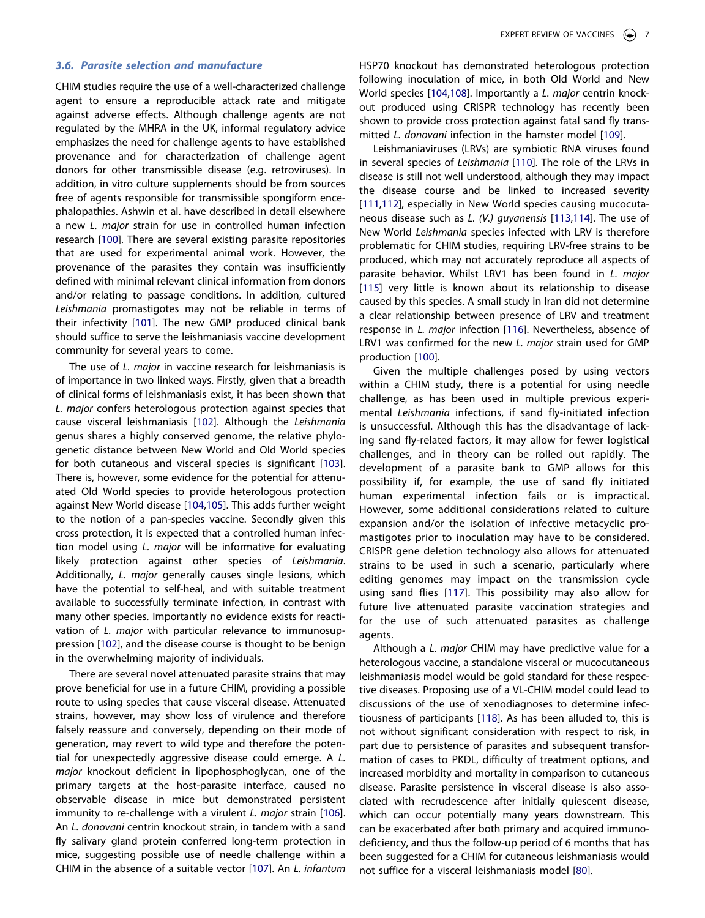### *3.6. Parasite selection and manufacture*

CHIM studies require the use of a well-characterized challenge agent to ensure a reproducible attack rate and mitigate against adverse effects. Although challenge agents are not regulated by the MHRA in the UK, informal regulatory advice emphasizes the need for challenge agents to have established provenance and for characterization of challenge agent donors for other transmissible disease (e.g. retroviruses). In addition, in vitro culture supplements should be from sources free of agents responsible for transmissible spongiform encephalopathies. Ashwin et al. have described in detail elsewhere a new *L. major* strain for use in controlled human infection research [100]. There are several existing parasite repositories that are used for experimental animal work. However, the provenance of the parasites they contain was insufficiently defined with minimal relevant clinical information from donors and/or relating to passage conditions. In addition, cultured *Leishmania* promastigotes may not be reliable in terms of their infectivity [101]. The new GMP produced clinical bank should suffice to serve the leishmaniasis vaccine development community for several years to come.

The use of *L. major* in vaccine research for leishmaniasis is of importance in two linked ways. Firstly, given that a breadth of clinical forms of leishmaniasis exist, it has been shown that *L. major* confers heterologous protection against species that cause visceral leishmaniasis [102]. Although the *Leishmania* genus shares a highly conserved genome, the relative phylogenetic distance between New World and Old World species for both cutaneous and visceral species is significant [103]. There is, however, some evidence for the potential for attenuated Old World species to provide heterologous protection against New World disease [104,105]. This adds further weight to the notion of a pan-species vaccine. Secondly given this cross protection, it is expected that a controlled human infection model using *L. major* will be informative for evaluating likely protection against other species of *Leishmania*. Additionally, *L. major* generally causes single lesions, which have the potential to self-heal, and with suitable treatment available to successfully terminate infection, in contrast with many other species. Importantly no evidence exists for reactivation of *L. major* with particular relevance to immunosuppression [102], and the disease course is thought to be benign in the overwhelming majority of individuals.

There are several novel attenuated parasite strains that may prove beneficial for use in a future CHIM, providing a possible route to using species that cause visceral disease. Attenuated strains, however, may show loss of virulence and therefore falsely reassure and conversely, depending on their mode of generation, may revert to wild type and therefore the potential for unexpectedly aggressive disease could emerge. A *L. major* knockout deficient in lipophosphoglycan, one of the primary targets at the host-parasite interface, caused no observable disease in mice but demonstrated persistent immunity to re-challenge with a virulent *L. major* strain [106]. An *L. donovani* centrin knockout strain, in tandem with a sand fly salivary gland protein conferred long-term protection in mice, suggesting possible use of needle challenge within a CHIM in the absence of a suitable vector [107]. An *L. infantum* HSP70 knockout has demonstrated heterologous protection following inoculation of mice, in both Old World and New World species [104,108]. Importantly a *L. major* centrin knockout produced using CRISPR technology has recently been shown to provide cross protection against fatal sand fly transmitted *L. donovani* infection in the hamster model [109].

Leishmaniaviruses (LRVs) are symbiotic RNA viruses found in several species of *Leishmania* [110]. The role of the LRVs in disease is still not well understood, although they may impact the disease course and be linked to increased severity [111,112], especially in New World species causing mucocutaneous disease such as *L. (V.) guyanensis* [113,114]. The use of New World *Leishmania* species infected with LRV is therefore problematic for CHIM studies, requiring LRV-free strains to be produced, which may not accurately reproduce all aspects of parasite behavior. Whilst LRV1 has been found in *L. major* [115] very little is known about its relationship to disease caused by this species. A small study in Iran did not determine a clear relationship between presence of LRV and treatment response in *L. major* infection [116]. Nevertheless, absence of LRV1 was confirmed for the new *L. major* strain used for GMP production [100].

Given the multiple challenges posed by using vectors within a CHIM study, there is a potential for using needle challenge, as has been used in multiple previous experimental *Leishmania* infections, if sand fly-initiated infection is unsuccessful. Although this has the disadvantage of lacking sand fly-related factors, it may allow for fewer logistical challenges, and in theory can be rolled out rapidly. The development of a parasite bank to GMP allows for this possibility if, for example, the use of sand fly initiated human experimental infection fails or is impractical. However, some additional considerations related to culture expansion and/or the isolation of infective metacyclic promastigotes prior to inoculation may have to be considered. CRISPR gene deletion technology also allows for attenuated strains to be used in such a scenario, particularly where editing genomes may impact on the transmission cycle using sand flies [117]. This possibility may also allow for future live attenuated parasite vaccination strategies and for the use of such attenuated parasites as challenge agents.

Although a *L. major* CHIM may have predictive value for a heterologous vaccine, a standalone visceral or mucocutaneous leishmaniasis model would be gold standard for these respective diseases. Proposing use of a VL-CHIM model could lead to discussions of the use of xenodiagnoses to determine infectiousness of participants [118]. As has been alluded to, this is not without significant consideration with respect to risk, in part due to persistence of parasites and subsequent transformation of cases to PKDL, difficulty of treatment options, and increased morbidity and mortality in comparison to cutaneous disease. Parasite persistence in visceral disease is also associated with recrudescence after initially quiescent disease, which can occur potentially many years downstream. This can be exacerbated after both primary and acquired immunodeficiency, and thus the follow-up period of 6 months that has been suggested for a CHIM for cutaneous leishmaniasis would not suffice for a visceral leishmaniasis model [80].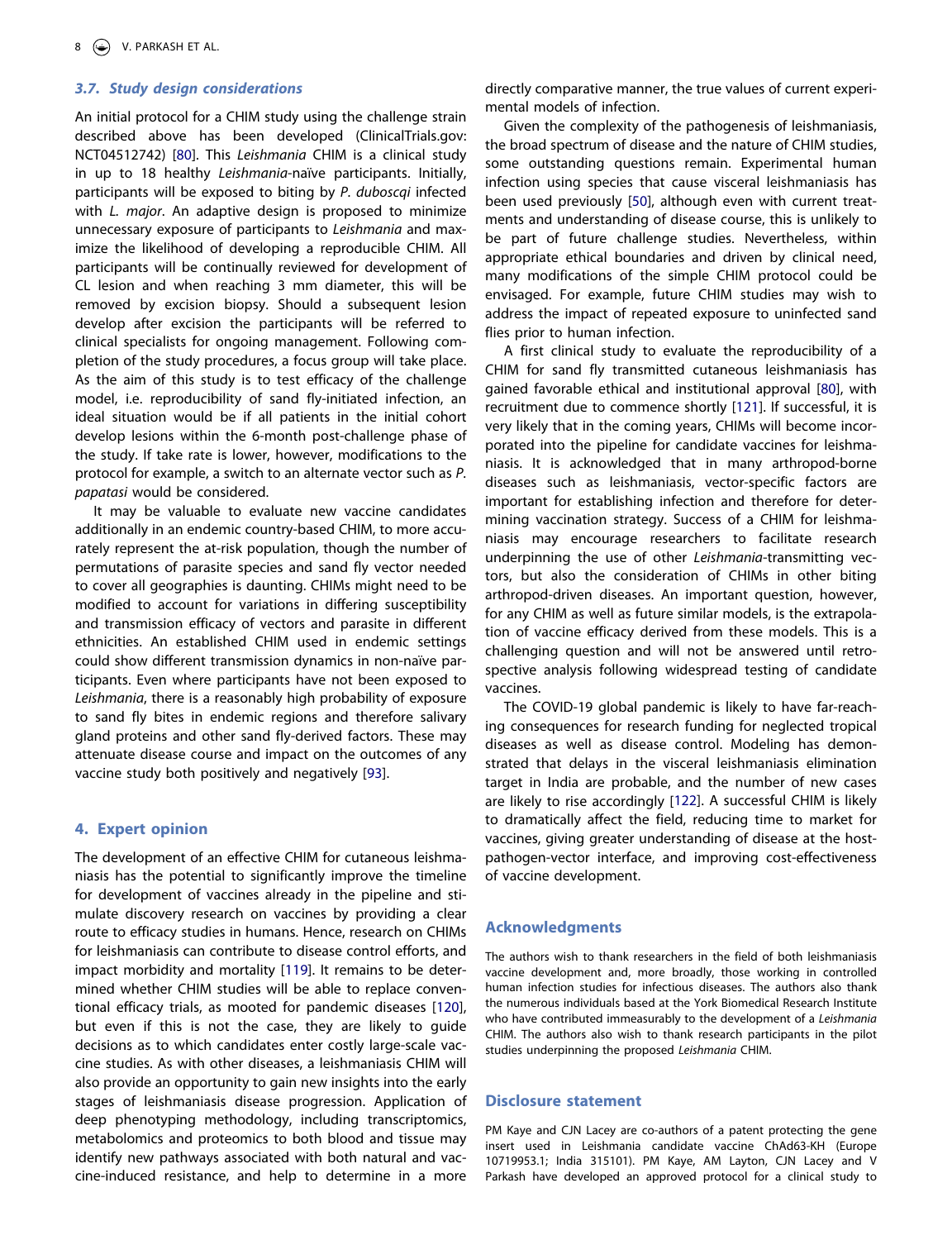### 3.7. Study design considerations

An initial protocol for a CHIM study using the challenge strain described above has been developed (ClinicalTrials.gov: NCT04512742) [80]. This *Leishmania* CHIM is a clinical study in up to 18 healthy *Leishmania*-naïve participants. Initially, participants will be exposed to biting by *P. duboscqi* infected with *L. major*. An adaptive design is proposed to minimize unnecessary exposure of participants to *Leishmania* and maximize the likelihood of developing a reproducible CHIM. All participants will be continually reviewed for development of CL lesion and when reaching 3 mm diameter, this will be removed by excision biopsy. Should a subsequent lesion develop after excision the participants will be referred to clinical specialists for ongoing management. Following completion of the study procedures, a focus group will take place. As the aim of this study is to test efficacy of the challenge model, i.e. reproducibility of sand fly-initiated infection, an ideal situation would be if all patients in the initial cohort develop lesions within the 6-month post-challenge phase of the study. If take rate is lower, however, modifications to the protocol for example, a switch to an alternate vector such as *P. papatasi* would be considered.

It may be valuable to evaluate new vaccine candidates additionally in an endemic country-based CHIM, to more accurately represent the at-risk population, though the number of permutations of parasite species and sand fly vector needed to cover all geographies is daunting. CHIMs might need to be modified to account for variations in differing susceptibility and transmission efficacy of vectors and parasite in different ethnicities. An established CHIM used in endemic settings could show different transmission dynamics in non-naïve participants. Even where participants have not been exposed to *Leishmania*, there is a reasonably high probability of exposure to sand fly bites in endemic regions and therefore salivary gland proteins and other sand fly-derived factors. These may attenuate disease course and impact on the outcomes of any vaccine study both positively and negatively [93].

## 4. Expert opinion

The development of an effective CHIM for cutaneous leishmaniasis has the potential to significantly improve the timeline for development of vaccines already in the pipeline and stimulate discovery research on vaccines by providing a clear route to efficacy studies in humans. Hence, research on CHIMs for leishmaniases can contribute to disease control efforts, and impact morbidity and mortality [119]. It remains to be determined whether CHIM studies will be able to replace conventional efficacy trials, as mooted for pandemic diseases [120], but even if this is not the case, they are likely to guide decisions as to which candidates enter costly large-scale vaccine studies. As with other diseases, a leishmaniasis CHIM will also provide an opportunity to gain new insights into the early stages of leishmaniasis disease progression. Application of deep phenotyping methodology, including transcriptomics, metabolomics and proteomics to both blood and tissue may identify new pathways associated with both natural and vaccine-induced resistance, and help to determine in a more directly comparative manner, the true values of current experimental models of infection.

Given the complexity of the pathogenesis of leishmaniasis, the broad spectrum of disease and the nature of CHIM studies, some outstanding questions remain. Experimental human infection using species that cause visceral leishmaniasis has been used previously [50], although even with current treatments and understanding of disease course, this is unlikely to be part of future challenge studies. Nevertheless, within appropriate ethical boundaries and driven by clinical need, many modifications of the simple CHIM protocol could be envisaged. For example, future CHIM studies may wish to address the impact of repeated exposure to uninfected sand flies prior to human infection.

A first clinical study to evaluate the reproducibility of a CHIM for sand fly transmitted cutaneous leishmaniasis has gained favorable ethical and institutional approval [80], with recruitment due to commence shortly [121]. If successful, it is very likely that in the coming years, CHIMs will become incorporated into the pipeline for candidate vaccines for leishmaniasis. It is acknowledged that in many arthropod-borne diseases such as leishmaniasis, vector-specific factors are important for establishing infection and therefore for determining vaccination strategy. Success of a CHIM for leishmaniasis may encourage researchers to facilitate research underpinning the use of other *Leishmania*-transmitting vectors, but also the consideration of CHIMs in other biting arthropod-driven diseases. An important question, however, for any CHIM as well as future similar models, is the extrapolation of vaccine efficacy derived from these models. This is a challenging question and will not be answered until retrospective analysis following widespread testing of candidate vaccines.

The COVID-19 global pandemic is likely to have far-reaching consequences for research funding for neglected tropical diseases as well as disease control. Modeling has demonstrated that delays in the visceral leishmaniasis elimination target in India are probable, and the number of new cases are likely to rise accordingly [122]. A successful CHIM is likely to dramatically affect the field, reducing time to market for vaccines, giving greater understanding of disease at the host-pathogen-vector interface, and improving cost-effectiveness of vaccine development.

## Acknowledgments

The authors wish to thank researchers in the field of both leishmaniasis vaccine development and, more broadly, those working in controlled human infection studies for infectious diseases. The authors also thank the numerous individuals based at the York Biomedical Research Institute who have contributed immeasurably to the development of a *Leishmania* CHIM. The authors also wish to thank research participants in the pilot studies underpinning the proposed *Leishmania* CHIM.

## Disclosure statement

PM Kaye and CJN Lacey are co-authors of a patent protecting the gene insert used in Leishmania candidate vaccine ChAd63-KH (Europe 10719953.1; India 315101). PM Kaye, AM Layton, CJN Lacey and V Parkash have developed an approved protocol for a clinical study to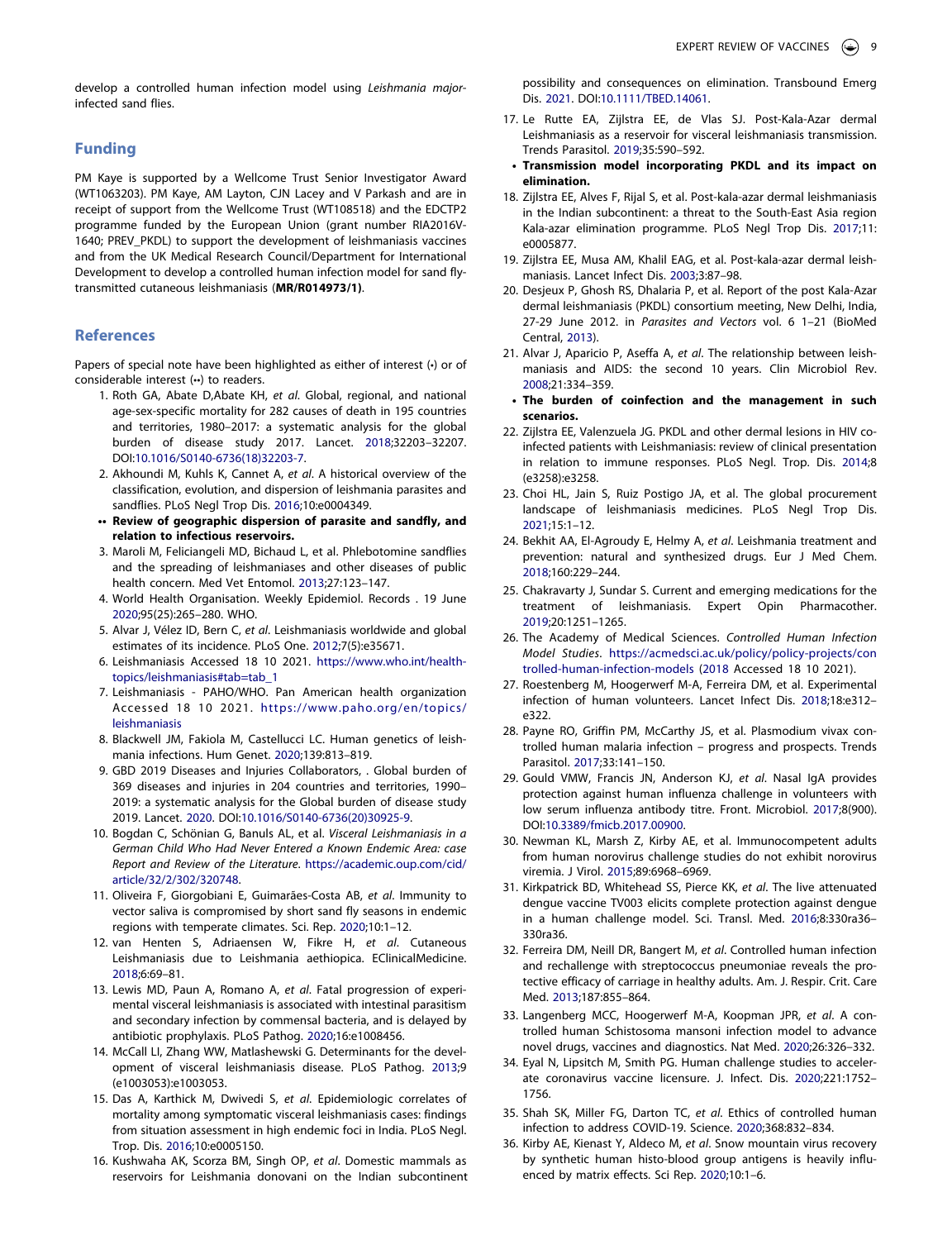develop a controlled human infection model using *Leishmania major*-infected sand flies.

## Funding

PM Kaye is supported by a Wellcome Trust Senior Investigator Award (WT1063203). PM Kaye, AM Layton, CJN Lacey and V Parkash and are in receipt of support from the Wellcome Trust (WT108518) and the EDCTP2 programme funded by the European Union (grant number RIA2016V-1640; PREV_PKDL) to support the development of leishmaniasis vaccines and from the UK Medical Research Council/Department for International Development to develop a controlled human infection model for sand fly-transmitted cutaneous leishmaniasis (**MR/R014973/1)**.

## References

Papers of special note have been highlighted as either of interest (•) or of considerable interest (••) to readers.

1. Roth GA, Abate D,Abate KH, *et al*. Global, regional, and national age-sex-specific mortality for 282 causes of death in 195 countries and territories, 1980–2017: a systematic analysis for the global burden of disease study 2017. Lancet. 2018;32203–32207. DOI:10.1016/S0140-6736(18)32203-7.
2. Akhoundi M, Kuhls K, Cannet A, *et al*. A historical overview of the classification, evolution, and dispersion of leishmania parasites and sandflies. PLoS Negl Trop Dis. 2016;10:e0004349.
   - •• **Review of geographic dispersion of parasite and sandfly, and relation to infectious reservoirs.**
3. Maroli M, Feliciangeli MD, Bichaud L, et al. Phlebotomine sandflies and the spreading of leishmaniases and other diseases of public health concern. Med Vet Entomol. 2013;27:123–147.
4. World Health Organisation. Weekly Epidemiol. Records . 19 June 2020;95(25):265–280. WHO.
5. Alvar J, Vélez ID, Bern C, *et al*. Leishmaniasis worldwide and global estimates of its incidence. PLoS One. 2012;7(5):e35671.
6. Leishmaniasis Accessed 18 10 2021. https://www.who.int/health-topics/leishmaniasis#tab=tab_1
7. Leishmaniasis - PAHO/WHO. Pan American health organization Accessed 18 10 2021. https://www.paho.org/en/topics/leishmaniasis
8. Blackwell JM, Fakiola M, Castellucci LC. Human genetics of leishmania infections. Hum Genet. 2020;139:813–819.
9. GBD 2019 Diseases and Injuries Collaborators, . Global burden of 369 diseases and injuries in 204 countries and territories, 1990–2019: a systematic analysis for the Global burden of disease study 2019. Lancet. 2020. DOI:10.1016/S0140-6736(20)30925-9.
10. Bogdan C, Schönian G, Banuls AL, et al. *Visceral Leishmaniasis in a German Child Who Had Never Entered a Known Endemic Area: case Report and Review of the Literature*. https://academic.oup.com/cid/article/32/2/302/320748.
11. Oliveira F, Giorgobiani E, Guimarães-Costa AB, *et al*. Immunity to vector saliva is compromised by short sand fly seasons in endemic regions with temperate climates. Sci. Rep. 2020;10:1–12.
12. van Henten S, Adriaensen W, Fikre H, *et al*. Cutaneous Leishmaniasis due to Leishmania aethiopica. EClinicalMedicine. 2018;6:69–81.
13. Lewis MD, Paun A, Romano A, *et al*. Fatal progression of experimental visceral leishmaniasis is associated with intestinal parasitism and secondary infection by commensal bacteria, and is delayed by antibiotic prophylaxis. PLoS Pathog. 2020;16:e1008456.
14. McCall LI, Zhang WW, Matlashewski G. Determinants for the development of visceral leishmaniasis disease. PLoS Pathog. 2013;9 (e1003053):e1003053.
15. Das A, Karthick M, Dwivedi S, *et al*. Epidemiologic correlates of mortality among symptomatic visceral leishmaniasis cases: findings from situation assessment in high endemic foci in India. PLoS Negl. Trop. Dis. 2016;10:e0005150.
16. Kushwaha AK, Scorza BM, Singh OP, *et al*. Domestic mammals as reservoirs for Leishmania donovani on the Indian subcontinent possibility and consequences on elimination. Transbound Emerg Dis. 2021. DOI:10.1111/TBED.14061.
17. Le Rutte EA, Zijlstra EE, de Vlas SJ. Post-Kala-Azar dermal Leishmaniasis as a reservoir for visceral leishmaniasis transmission. Trends Parasitol. 2019;35:590–592.
   - • **Transmission model incorporating PKDL and its impact on elimination.**
18. Zijlstra EE, Alves F, Rijal S, et al. Post-kala-azar dermal leishmaniasis in the Indian subcontinent: a threat to the South-East Asia region Kala-azar elimination programme. PLoS Negl Trop Dis. 2017;11: e0005877.
19. Zijlstra EE, Musa AM, Khalil EAG, et al. Post-kala-azar dermal leishmaniasis. Lancet Infect Dis. 2003;3:87–98.
20. Desjeux P, Ghosh RS, Dhalaria P, et al. Report of the post Kala-Azar dermal leishmaniasis (PKDL) consortium meeting, New Delhi, India, 27-29 June 2012. in *Parasites and Vectors* vol. 6 1–21 (BioMed Central, 2013).
21. Alvar J, Aparicio P, Aseffa A, *et al*. The relationship between leishmaniasis and AIDS: the second 10 years. Clin Microbiol Rev. 2008;21:334–359.
   - • **The burden of coinfection and the management in such scenarios.**
22. Zijlstra EE, Valenzuela JG. PKDL and other dermal lesions in HIV co-infected patients with Leishmaniasis: review of clinical presentation in relation to immune responses. PLoS Negl. Trop. Dis. 2014;8 (e3258):e3258.
23. Choi HL, Jain S, Ruiz Postigo JA, et al. The global procurement landscape of leishmaniasis medicines. PLoS Negl Trop Dis. 2021;15:1–12.
24. Bekhit AA, El-Agroudy E, Helmy A, *et al*. Leishmania treatment and prevention: natural and synthesized drugs. Eur J Med Chem. 2018;160:229–244.
25. Chakravarty J, Sundar S. Current and emerging medications for the treatment of leishmaniasis. Expert Opin Pharmacother. 2019;20:1251–1265.
26. The Academy of Medical Sciences. *Controlled Human Infection Model Studies*. https://acmedsci.ac.uk/policy/policy-projects/controlled-human-infection-models (2018 Accessed 18 10 2021).
27. Roestenberg M, Hoogerwerf M-A, Ferreira DM, et al. Experimental infection of human volunteers. Lancet Infect Dis. 2018;18:e312–e322.
28. Payne RO, Griffin PM, McCarthy JS, et al. Plasmodium vivax controlled human malaria infection – progress and prospects. Trends Parasitol. 2017;33:141–150.
29. Gould VMW, Francis JN, Anderson KJ, *et al*. Nasal IgA provides protection against human influenza challenge in volunteers with low serum influenza antibody titre. Front. Microbiol. 2017;8(900). DOI:10.3389/fmicb.2017.00900.
30. Newman KL, Marsh Z, Kirby AE, et al. Immunocompetent adults from human norovirus challenge studies do not exhibit norovirus viremia. J Virol. 2015;89:6968–6969.
31. Kirkpatrick BD, Whitehead SS, Pierce KK, *et al*. The live attenuated dengue vaccine TV003 elicits complete protection against dengue in a human challenge model. Sci. Transl. Med. 2016;8:330ra36–330ra36.
32. Ferreira DM, Neill DR, Bangert M, *et al*. Controlled human infection and rechallenge with streptococcus pneumoniae reveals the protective efficacy of carriage in healthy adults. Am. J. Respir. Crit. Care Med. 2013;187:855–864.
33. Langenberg MCC, Hoogerwerf M-A, Koopman JPR, *et al*. A controlled human Schistosoma mansoni infection model to advance novel drugs, vaccines and diagnostics. Nat Med. 2020;26:326–332.
34. Eyal N, Lipsitch M, Smith PG. Human challenge studies to accelerate coronavirus vaccine licensure. J. Infect. Dis. 2020;221:1752–1756.
35. Shah SK, Miller FG, Darton TC, *et al*. Ethics of controlled human infection to address COVID-19. Science. 2020;368:832–834.
36. Kirby AE, Kienast Y, Aldeco M, *et al*. Snow mountain virus recovery by synthetic human histo-blood group antigens is heavily influenced by matrix effects. Sci Rep. 2020;10:1–6.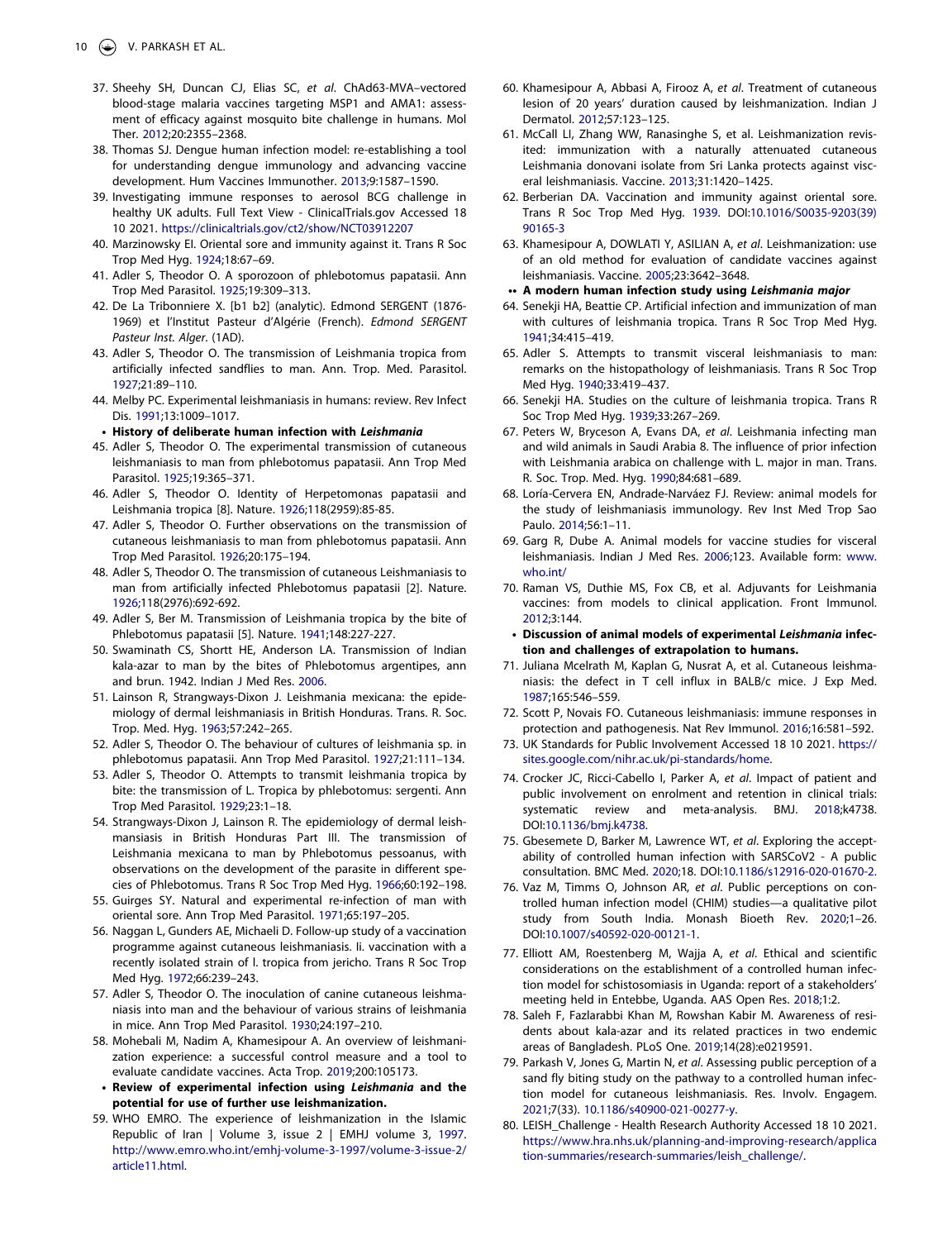37. Sheehy SH, Duncan CJ, Elias SC, *et al*. ChAd63-MVA–vectored blood-stage malaria vaccines targeting MSP1 and AMA1: assessment of efficacy against mosquito bite challenge in humans. Mol Ther. 2012;20:2355–2368.
38. Thomas SJ. Dengue human infection model: re-establishing a tool for understanding dengue immunology and advancing vaccine development. Hum Vaccines Immunother. 2013;9:1587–1590.
39. Investigating immune responses to aerosol BCG challenge in healthy UK adults. Full Text View - ClinicalTrials.gov Accessed 18 10 2021. https://clinicaltrials.gov/ct2/show/NCT03912207
40. Marzinowsky EI. Oriental sore and immunity against it. Trans R Soc Trop Med Hyg. 1924;18:67–69.
41. Adler S, Theodor O. A sporozoon of phlebotomus papatasii. Ann Trop Med Parasitol. 1925;19:309–313.
42. De La Tribonniere X. [b1 b2] (analytic). Edmond SERGENT (1876-1969) et l'Institut Pasteur d'Algérie (French). *Edmond SERGENT Pasteur Inst. Alger*. (1AD).
43. Adler S, Theodor O. The transmission of Leishmania tropica from artificially infected sandflies to man. Ann. Trop. Med. Parasitol. 1927;21:89–110.
44. Melby PC. Experimental leishmaniasis in humans: review. Rev Infect Dis. 1991;13:1009–1017.
   - **History of deliberate human infection with *Leishmania***
45. Adler S, Theodor O. The experimental transmission of cutaneous leishmaniasis to man from phlebotomus papatasii. Ann Trop Med Parasitol. 1925;19:365–371.
46. Adler S, Theodor O. Identity of Herpetomonas papatasii and Leishmania tropica [8]. Nature. 1926;118(2959):85-85.
47. Adler S, Theodor O. Further observations on the transmission of cutaneous leishmaniasis to man from phlebotomus papatasii. Ann Trop Med Parasitol. 1926;20:175–194.
48. Adler S, Theodor O. The transmission of cutaneous Leishmaniasis to man from artificially infected Phlebotomus papatasii [2]. Nature. 1926;118(2976):692-692.
49. Adler S, Ber M. Transmission of Leishmania tropica by the bite of Phlebotomus papatasii [5]. Nature. 1941;148:227-227.
50. Swaminath CS, Shortt HE, Anderson LA. Transmission of Indian kala-azar to man by the bites of Phlebotomus argentipes, ann and brun. 1942. Indian J Med Res. 2006.
51. Lainson R, Strangways-Dixon J. Leishmania mexicana: the epidemiology of dermal leishmaniasis in British Honduras. Trans. R. Soc. Trop. Med. Hyg. 1963;57:242–265.
52. Adler S, Theodor O. The behaviour of cultures of leishmania sp. in phlebotomus papatasii. Ann Trop Med Parasitol. 1927;21:111–134.
53. Adler S, Theodor O. Attempts to transmit leishmania tropica by bite: the transmission of L. Tropica by phlebotomus: sergenti. Ann Trop Med Parasitol. 1929;23:1–18.
54. Strangways-Dixon J, Lainson R. The epidemiology of dermal leishmansiasis in British Honduras Part III. The transmission of Leishmania mexicana to man by Phlebotomus pessoanus, with observations on the development of the parasite in different species of Phlebotomus. Trans R Soc Trop Med Hyg. 1966;60:192–198.
55. Guirges SY. Natural and experimental re-infection of man with oriental sore. Ann Trop Med Parasitol. 1971;65:197–205.
56. Naggan L, Gunders AE, Michaeli D. Follow-up study of a vaccination programme against cutaneous leishmaniasis. Ii. vaccination with a recently isolated strain of l. tropica from jericho. Trans R Soc Trop Med Hyg. 1972;66:239–243.
57. Adler S, Theodor O. The inoculation of canine cutaneous leishmaniasis into man and the behaviour of various strains of leishmania in mice. Ann Trop Med Parasitol. 1930;24:197–210.
58. Mohebali M, Nadim A, Khamesipour A. An overview of leishmanization experience: a successful control measure and a tool to evaluate candidate vaccines. Acta Trop. 2019;200:105173.
   - **Review of experimental infection using *Leishmania* and the potential for use of further use leishmanization.**
59. WHO EMRO. The experience of leishmanization in the Islamic Republic of Iran | Volume 3, issue 2 | EMHJ volume 3, 1997. http://www.emro.who.int/emhj-volume-3-1997/volume-3-issue-2/article11.html.
60. Khamesipour A, Abbasi A, Firooz A, *et al*. Treatment of cutaneous lesion of 20 years' duration caused by leishmanization. Indian J Dermatol. 2012;57:123–125.
61. McCall LI, Zhang WW, Ranasinghe S, et al. Leishmanization revisited: immunization with a naturally attenuated cutaneous Leishmania donovani isolate from Sri Lanka protects against visceral leishmaniasis. Vaccine. 2013;31:1420–1425.
62. Berberian DA. Vaccination and immunity against oriental sore. Trans R Soc Trop Med Hyg. 1939. DOI:10.1016/S0035-9203(39)90165-3
63. Khamesipour A, DOWLATI Y, ASILIAN A, *et al*. Leishmanization: use of an old method for evaluation of candidate vaccines against leishmaniasis. Vaccine. 2005;23:3642–3648.
   - •• **A modern human infection study using *Leishmania major***
64. Senekji HA, Beattie CP. Artificial infection and immunization of man with cultures of leishmania tropica. Trans R Soc Trop Med Hyg. 1941;34:415–419.
65. Adler S. Attempts to transmit visceral leishmaniasis to man: remarks on the histopathology of leishmaniasis. Trans R Soc Trop Med Hyg. 1940;33:419–437.
66. Senekji HA. Studies on the culture of leishmania tropica. Trans R Soc Trop Med Hyg. 1939;33:267–269.
67. Peters W, Bryceson A, Evans DA, *et al*. Leishmania infecting man and wild animals in Saudi Arabia 8. The influence of prior infection with Leishmania arabica on challenge with L. major in man. Trans. R. Soc. Trop. Med. Hyg. 1990;84:681–689.
68. Loría-Cervera EN, Andrade-Narváez FJ. Review: animal models for the study of leishmaniasis immunology. Rev Inst Med Trop Sao Paulo. 2014;56:1–11.
69. Garg R, Dube A. Animal models for vaccine studies for visceral leishmaniasis. Indian J Med Res. 2006;123. Available form: www.who.int/
70. Raman VS, Duthie MS, Fox CB, et al. Adjuvants for Leishmania vaccines: from models to clinical application. Front Immunol. 2012;3:144.
   - **Discussion of animal models of experimental *Leishmania* infection and challenges of extrapolation to humans.**
71. Juliana Mcelrath M, Kaplan G, Nusrat A, et al. Cutaneous leishmaniasis: the defect in T cell influx in BALB/c mice. J Exp Med. 1987;165:546–559.
72. Scott P, Novais FO. Cutaneous leishmaniasis: immune responses in protection and pathogenesis. Nat Rev Immunol. 2016;16:581–592.
73. UK Standards for Public Involvement Accessed 18 10 2021. https://sites.google.com/nihr.ac.uk/pi-standards/home.
74. Crocker JC, Ricci-Cabello I, Parker A, *et al*. Impact of patient and public involvement on enrolment and retention in clinical trials: systematic review and meta-analysis. BMJ. 2018;k4738. DOI:10.1136/bmj.k4738.
75. Gbesemete D, Barker M, Lawrence WT, *et al*. Exploring the acceptability of controlled human infection with SARSCoV2 - A public consultation. BMC Med. 2020;18. DOI:10.1186/s12916-020-01670-2.
76. Vaz M, Timms O, Johnson AR, *et al*. Public perceptions on controlled human infection model (CHIM) studies—a qualitative pilot study from South India. Monash Bioeth Rev. 2020;1–26. DOI:10.1007/s40592-020-00121-1.
77. Elliott AM, Roestenberg M, Wajja A, *et al*. Ethical and scientific considerations on the establishment of a controlled human infection model for schistosomiasis in Uganda: report of a stakeholders' meeting held in Entebbe, Uganda. AAS Open Res. 2018;1:2.
78. Saleh F, Fazlarabbi Khan M, Rowshan Kabir M. Awareness of residents about kala-azar and its related practices in two endemic areas of Bangladesh. PLoS One. 2019;14(28):e0219591.
79. Parkash V, Jones G, Martin N, *et al*. Assessing public perception of a sand fly biting study on the pathway to a controlled human infection model for cutaneous leishmaniasis. Res. Involv. Engagem. 2021;7(33). 10.1186/s40900-021-00277-y.
80. LEISH_Challenge - Health Research Authority Accessed 18 10 2021. https://www.hra.nhs.uk/planning-and-improving-research/application-summaries/research-summaries/leish_challenge/.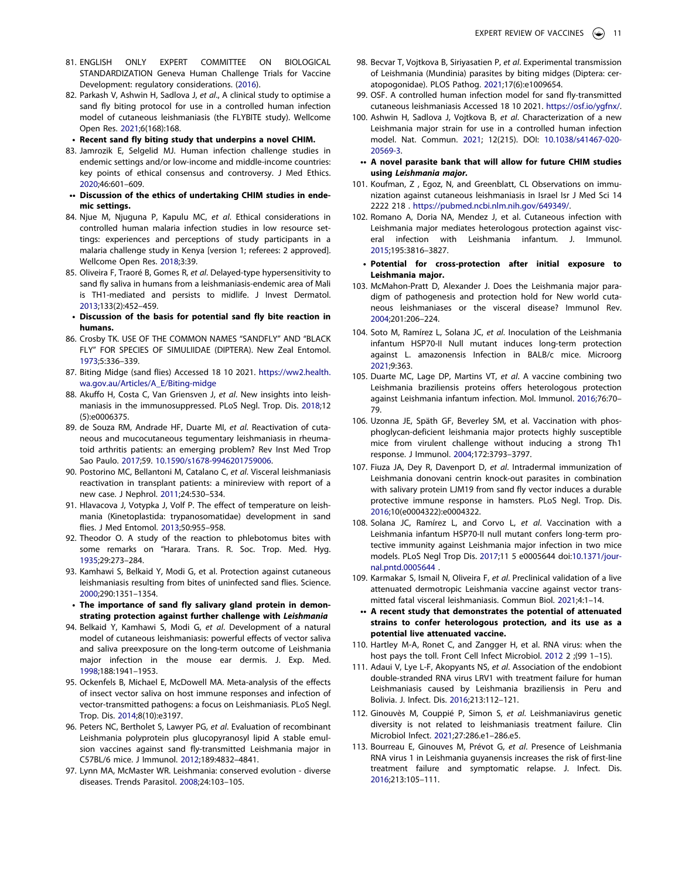81. ENGLISH ONLY EXPERT COMMITTEE ON BIOLOGICAL STANDARDIZATION Geneva Human Challenge Trials for Vaccine Development: regulatory considerations. (2016).
82. Parkash V, Ashwin H, Sadlova J, *et al*. A clinical study to optimise a sand fly biting protocol for use in a controlled human infection model of cutaneous leishmaniasis (the FLYBITE study). Wellcome Open Res. 2021;6(168):168.
   - **Recent sand fly biting study that underpins a novel CHIM.**
83. Jamrozik E, Selgelid MJ. Human infection challenge studies in endemic settings and/or low-income and middle-income countries: key points of ethical consensus and controversy. J Med Ethics. 2020;46:601–609.
   - •• **Discussion of the ethics of undertaking CHIM studies in endemic settings.**
84. Njue M, Njuguna P, Kapulu MC, *et al*. Ethical considerations in controlled human malaria infection studies in low resource settings: experiences and perceptions of study participants in a malaria challenge study in Kenya [version 1; referees: 2 approved]. Wellcome Open Res. 2018;3:39.
85. Oliveira F, Traoré B, Gomes R, *et al*. Delayed-type hypersensitivity to sand fly saliva in humans from a leishmaniasis-endemic area of Mali is TH1-mediated and persists to midlife. J Invest Dermatol. 2013;133(2):452–459.
   - **Discussion of the basis for potential sand fly bite reaction in humans.**
86. Crosby TK. USE OF THE COMMON NAMES “SANDFLY” AND “BLACK FLY” FOR SPECIES OF SIMULIIDAE (DIPTERA). New Zeal Entomol. 1973;5:336–339.
87. Biting Midge (sand flies) Accessed 18 10 2021. https://ww2.health.wa.gov.au/Articles/A_E/Biting-midge
88. Akuffo H, Costa C, Van Griensven J, *et al*. New insights into leishmaniasis in the immunosuppressed. PLoS Negl. Trop. Dis. 2018;12 (5):e0006375.
89. de Souza RM, Andrade HF, Duarte MI, *et al*. Reactivation of cutaneous and mucocutaneous tegumentary leishmaniasis in rheumatoid arthritis patients: an emerging problem? Rev Inst Med Trop Sao Paulo. 2017;59. 10.1590/s1678-9946201759006.
90. Postorino MC, Bellantoni M, Catalano C, *et al*. Visceral leishmaniasis reactivation in transplant patients: a minireview with report of a new case. J Nephrol. 2011;24:530–534.
91. Hlavacova J, Votypka J, Volf P. The effect of temperature on leishmania (Kinetoplastida: trypanosomatidae) development in sand flies. J Med Entomol. 2013;50:955–958.
92. Theodor O. A study of the reaction to phlebotomus bites with some remarks on “Harara. Trans. R. Soc. Trop. Med. Hyg. 1935;29:273–284.
93. Kamhawi S, Belkaid Y, Modi G, et al. Protection against cutaneous leishmaniasis resulting from bites of uninfected sand flies. Science. 2000;290:1351–1354.
   - **The importance of sand fly salivary gland protein in demonstrating protection against further challenge with *Leishmania***
94. Belkaid Y, Kamhawi S, Modi G, *et al*. Development of a natural model of cutaneous leishmaniasis: powerful effects of vector saliva and saliva preexposure on the long-term outcome of Leishmania major infection in the mouse ear dermis. J. Exp. Med. 1998;188:1941–1953.
95. Ockenfels B, Michael E, McDowell MA. Meta-analysis of the effects of insect vector saliva on host immune responses and infection of vector-transmitted pathogens: a focus on Leishmaniasis. PLoS Negl. Trop. Dis. 2014;8(10):e3197.
96. Peters NC, Bertholet S, Lawyer PG, *et al*. Evaluation of recombinant Leishmania polyprotein plus glucopyranosyl lipid A stable emulsion vaccines against sand fly-transmitted Leishmania major in C57BL/6 mice. J Immunol. 2012;189:4832–4841.
97. Lynn MA, McMaster WR. Leishmania: conserved evolution - diverse diseases. Trends Parasitol. 2008;24:103–105.
98. Becvar T, Vojtkova B, Siriyasatien P, *et al*. Experimental transmission of Leishmania (Mundinia) parasites by biting midges (Diptera: ceratopogonidae). PLOS Pathog. 2021;17(6):e1009654.
99. OSF. A controlled human infection model for sand fly-transmitted cutaneous leishmaniasis Accessed 18 10 2021. https://osf.io/ygfnx/.
100. Ashwin H, Sadlova J, Vojtkova B, *et al*. Characterization of a new Leishmania major strain for use in a controlled human infection model. Nat. Commun. 2021; 12(215). DOI: 10.1038/s41467-020-20569-3.
   - •• **A novel parasite bank that will allow for future CHIM studies using *Leishmania major*.**
101. Koufman, Z , Egoz, N, and Greenblatt, CL Observations on immunization against cutaneous leishmaniasis in Israel Isr J Med Sci 14 2222 218 . https://pubmed.ncbi.nlm.nih.gov/649349/.
102. Romano A, Doria NA, Mendez J, et al. Cutaneous infection with Leishmania major mediates heterologous protection against visceral infection with Leishmania infantum. J. Immunol. 2015;195:3816–3827.
   - **Potential for cross-protection after initial exposure to Leishmania major.**
103. McMahon-Pratt D, Alexander J. Does the Leishmania major paradigm of pathogenesis and protection hold for New world cutaneous leishmaniases or the visceral disease? Immunol Rev. 2004;201:206–224.
104. Soto M, Ramírez L, Solana JC, *et al*. Inoculation of the Leishmania infantum HSP70-II Null mutant induces long-term protection against L. amazonensis Infection in BALB/c mice. Microorg 2021;9:363.
105. Duarte MC, Lage DP, Martins VT, *et al*. A vaccine combining two Leishmania braziliensis proteins offers heterologous protection against Leishmania infantum infection. Mol. Immunol. 2016;76:70–79.
106. Uzonna JE, Späth GF, Beverley SM, et al. Vaccination with phosphoglycan-deficient leishmania major protects highly susceptible mice from virulent challenge without inducing a strong Th1 response. J Immunol. 2004;172:3793–3797.
107. Fiuza JA, Dey R, Davenport D, *et al*. Intradermal immunization of Leishmania donovani centrin knock-out parasites in combination with salivary protein LJM19 from sand fly vector induces a durable protective immune response in hamsters. PLoS Negl. Trop. Dis. 2016;10(e0004322):e0004322.
108. Solana JC, Ramírez L, and Corvo L, *et al*. Vaccination with a Leishmania infantum HSP70-II null mutant confers long-term protective immunity against Leishmania major infection in two mice models. PLoS Negl Trop Dis. 2017;11 5 e0005644 doi:10.1371/journal.pntd.0005644 .
109. Karmakar S, Ismail N, Oliveira F, *et al*. Preclinical validation of a live attenuated dermotropic Leishmania vaccine against vector transmitted fatal visceral leishmaniasis. Commun Biol. 2021;4:1–14.
   - •• **A recent study that demonstrates the potential of attenuated strains to confer heterologous protection, and its use as a potential live attenuated vaccine.**
110. Hartley M-A, Ronet C, and Zangger H, et al. RNA virus: when the host pays the toll. Front Cell Infect Microbiol. 2012 2 ;(99 1–15).
111. Adaui V, Lye L-F, Akopyants NS, *et al*. Association of the endobiont double-stranded RNA virus LRV1 with treatment failure for human Leishmaniasis caused by Leishmania braziliensis in Peru and Bolivia. J. Infect. Dis. 2016;213:112–121.
112. Ginouvès M, Couppié P, Simon S, *et al*. Leishmaniavirus genetic diversity is not related to leishmaniasis treatment failure. Clin Microbiol Infect. 2021;27:286.e1–286.e5.
113. Bourreau E, Ginouves M, Prévot G, *et al*. Presence of Leishmania RNA virus 1 in Leishmania guyanensis increases the risk of first-line treatment failure and symptomatic relapse. J. Infect. Dis. 2016;213:105–111.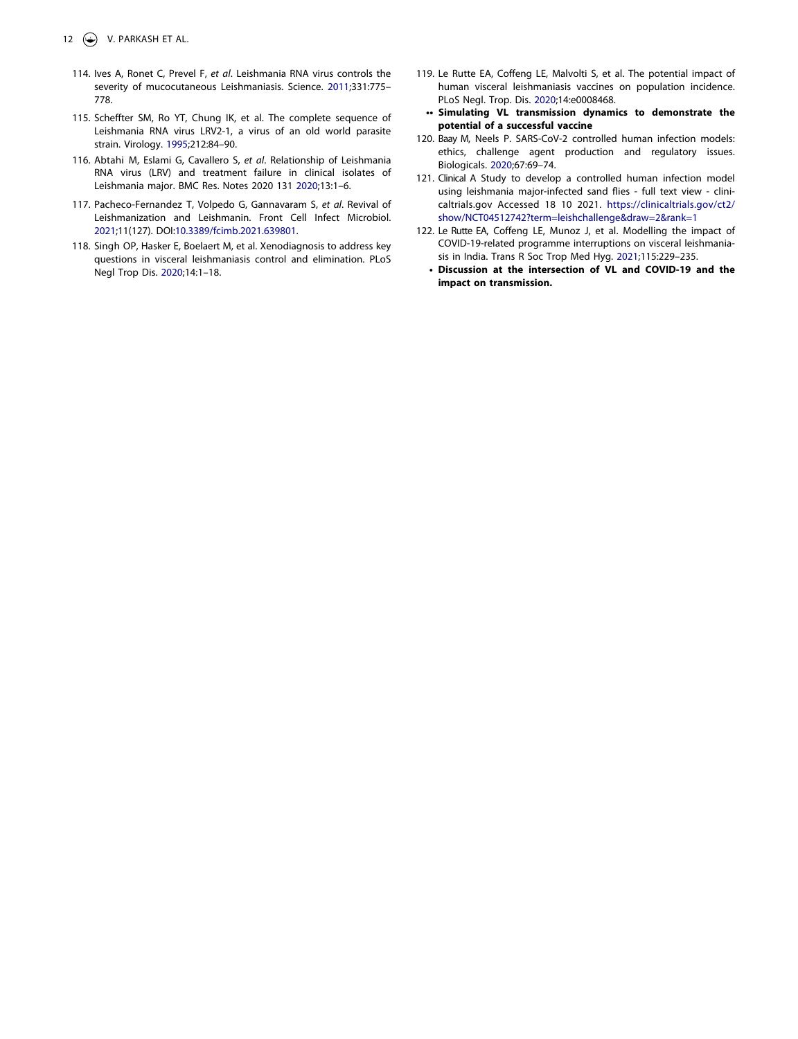114. Ives A, Ronet C, Prevel F, *et al*. Leishmania RNA virus controls the severity of mucocutaneous Leishmaniasis. Science. 2011;331:775–778.
115. Scheffter SM, Ro YT, Chung IK, et al. The complete sequence of Leishmania RNA virus LRV2-1, a virus of an old world parasite strain. Virology. 1995;212:84–90.
116. Abtahi M, Eslami G, Cavallero S, *et al*. Relationship of Leishmania RNA virus (LRV) and treatment failure in clinical isolates of Leishmania major. BMC Res. Notes 2020 131 2020;13:1–6.
117. Pacheco-Fernandez T, Volpedo G, Gannavaram S, *et al*. Revival of Leishmanization and Leishmanin. Front Cell Infect Microbiol. 2021;11(127). DOI:10.3389/fcimb.2021.639801.
118. Singh OP, Hasker E, Boelaert M, et al. Xenodiagnosis to address key questions in visceral leishmaniasis control and elimination. PLoS Negl Trop Dis. 2020;14:1–18.
119. Le Rutte EA, Coffeng LE, Malvolti S, et al. The potential impact of human visceral leishmaniasis vaccines on population incidence. PLoS Negl. Trop. Dis. 2020;14:e0008468.
    - •• **Simulating VL transmission dynamics to demonstrate the potential of a successful vaccine**
120. Baay M, Neels P. SARS-CoV-2 controlled human infection models: ethics, challenge agent production and regulatory issues. Biologicals. 2020;67:69–74.
121. Clinical A Study to develop a controlled human infection model using leishmania major-infected sand flies - full text view - clinicaltrials.gov Accessed 18 10 2021. https://clinicaltrials.gov/ct2/show/NCT04512742?term=leishchallenge&draw=2&rank=1
122. Le Rutte EA, Coffeng LE, Munoz J, et al. Modelling the impact of COVID-19-related programme interruptions on visceral leishmaniasis in India. Trans R Soc Trop Med Hyg. 2021;115:229–235.
    - • **Discussion at the intersection of VL and COVID-19 and the impact on transmission.**